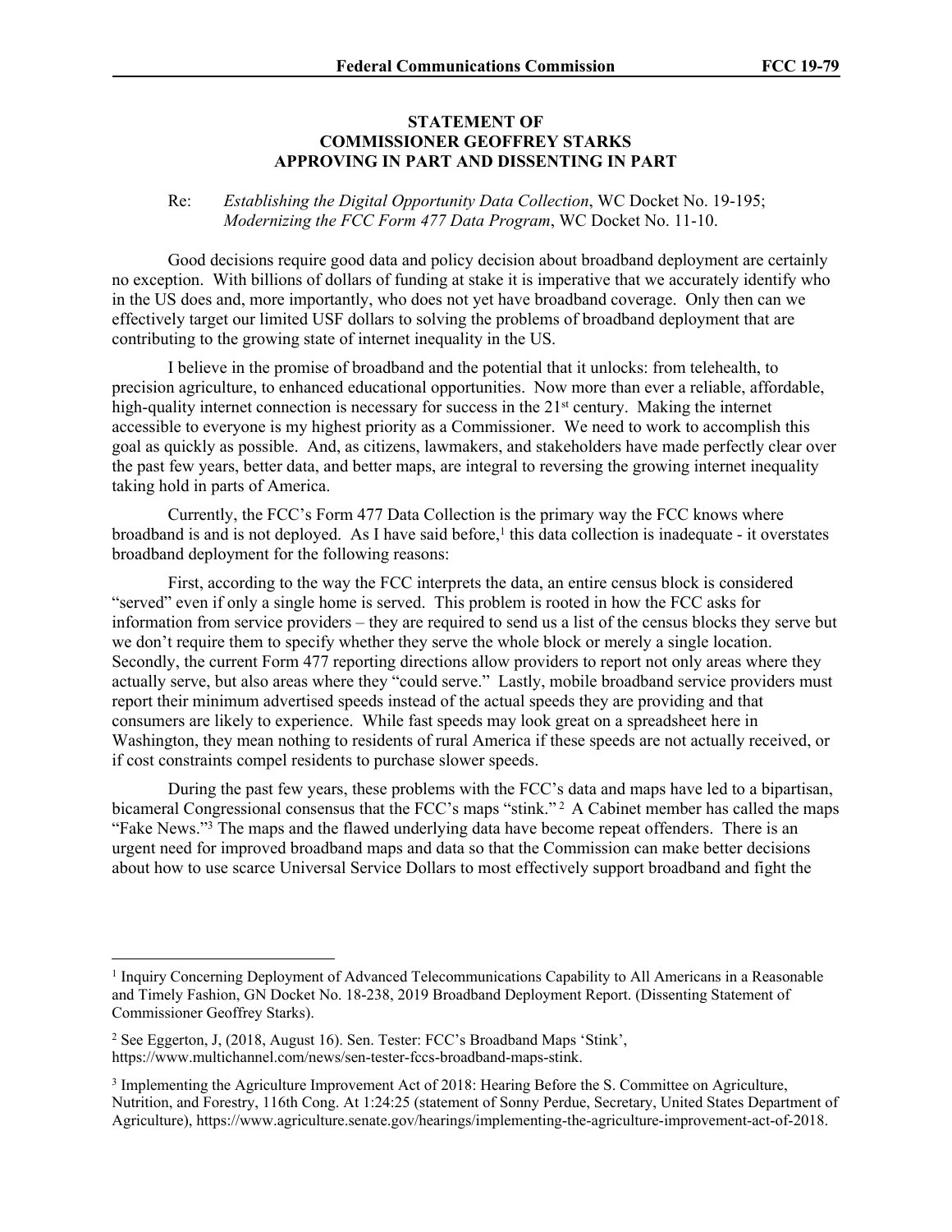## STATEMENT OF COMMISSIONER GEOFFREY STARKS APPROVING IN PART AND DISSENTING IN PART

Re: *Establishing the Digital Opportunity Data Collection*, WC Docket No. 19-195; *Modernizing the FCC Form 477 Data Program*, WC Docket No. 11-10.

Good decisions require good data and policy decision about broadband deployment are certainly no exception. With billions of dollars of funding at stake it is imperative that we accurately identify who in the US does and, more importantly, who does not yet have broadband coverage. Only then can we effectively target our limited USF dollars to solving the problems of broadband deployment that are contributing to the growing state of internet inequality in the US.

I believe in the promise of broadband and the potential that it unlocks: from telehealth, to precision agriculture, to enhanced educational opportunities. Now more than ever a reliable, affordable, high-quality internet connection is necessary for success in the 21st century. Making the internet accessible to everyone is my highest priority as a Commissioner. We need to work to accomplish this goal as quickly as possible. And, as citizens, lawmakers, and stakeholders have made perfectly clear over the past few years, better data, and better maps, are integral to reversing the growing internet inequality taking hold in parts of America.

Currently, the FCC's Form 477 Data Collection is the primary way the FCC knows where broadband is and is not deployed. As I have said before,[1] this data collection is inadequate - it overstates broadband deployment for the following reasons:

First, according to the way the FCC interprets the data, an entire census block is considered "served" even if only a single home is served. This problem is rooted in how the FCC asks for information from service providers – they are required to send us a list of the census blocks they serve but we don't require them to specify whether they serve the whole block or merely a single location. Secondly, the current Form 477 reporting directions allow providers to report not only areas where they actually serve, but also areas where they "could serve." Lastly, mobile broadband service providers must report their minimum advertised speeds instead of the actual speeds they are providing and that consumers are likely to experience. While fast speeds may look great on a spreadsheet here in Washington, they mean nothing to residents of rural America if these speeds are not actually received, or if cost constraints compel residents to purchase slower speeds.

During the past few years, these problems with the FCC's data and maps have led to a bipartisan, bicameral Congressional consensus that the FCC's maps "stink."[2] A Cabinet member has called the maps "Fake News."[3] The maps and the flawed underlying data have become repeat offenders. There is an urgent need for improved broadband maps and data so that the Commission can make better decisions about how to use scarce Universal Service Dollars to most effectively support broadband and fight the

---

[1] Inquiry Concerning Deployment of Advanced Telecommunications Capability to All Americans in a Reasonable and Timely Fashion, GN Docket No. 18-238, 2019 Broadband Deployment Report. (Dissenting Statement of Commissioner Geoffrey Starks).

[2] See Eggerton, J, (2018, August 16). Sen. Tester: FCC's Broadband Maps 'Stink', https://www.multichannel.com/news/sen-tester-fccs-broadband-maps-stink.

[3] Implementing the Agriculture Improvement Act of 2018: Hearing Before the S. Committee on Agriculture, Nutrition, and Forestry, 116th Cong. At 1:24:25 (statement of Sonny Perdue, Secretary, United States Department of Agriculture), https://www.agriculture.senate.gov/hearings/implementing-the-agriculture-improvement-act-of-2018.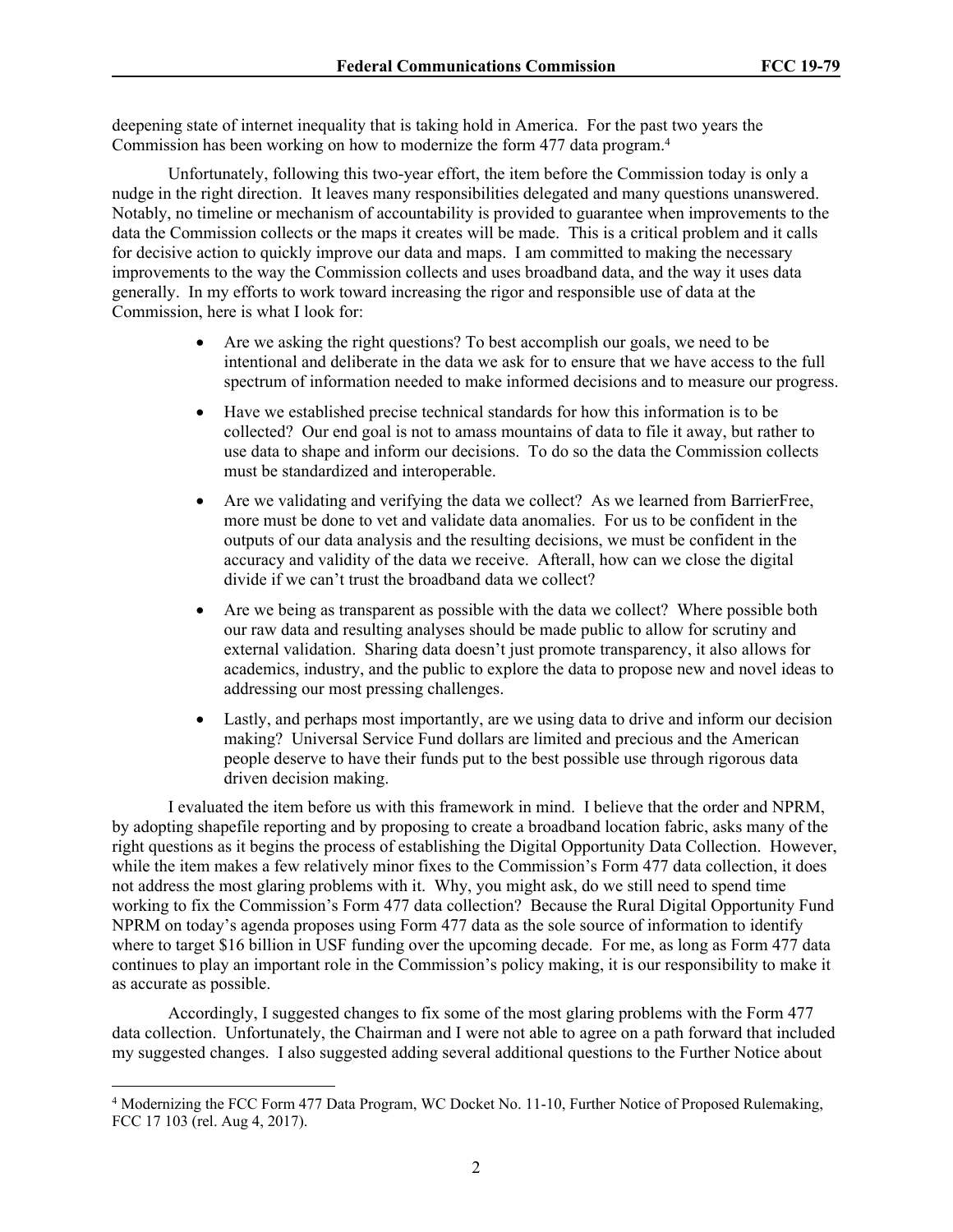deepening state of internet inequality that is taking hold in America. For the past two years the Commission has been working on how to modernize the form 477 data program.[4]

Unfortunately, following this two-year effort, the item before the Commission today is only a nudge in the right direction. It leaves many responsibilities delegated and many questions unanswered. Notably, no timeline or mechanism of accountability is provided to guarantee when improvements to the data the Commission collects or the maps it creates will be made. This is a critical problem and it calls for decisive action to quickly improve our data and maps. I am committed to making the necessary improvements to the way the Commission collects and uses broadband data, and the way it uses data generally. In my efforts to work toward increasing the rigor and responsible use of data at the Commission, here is what I look for:

- Are we asking the right questions? To best accomplish our goals, we need to be intentional and deliberate in the data we ask for to ensure that we have access to the full spectrum of information needed to make informed decisions and to measure our progress.
- Have we established precise technical standards for how this information is to be collected? Our end goal is not to amass mountains of data to file it away, but rather to use data to shape and inform our decisions. To do so the data the Commission collects must be standardized and interoperable.
- Are we validating and verifying the data we collect? As we learned from BarrierFree, more must be done to vet and validate data anomalies. For us to be confident in the outputs of our data analysis and the resulting decisions, we must be confident in the accuracy and validity of the data we receive. Afterall, how can we close the digital divide if we can't trust the broadband data we collect?
- Are we being as transparent as possible with the data we collect? Where possible both our raw data and resulting analyses should be made public to allow for scrutiny and external validation. Sharing data doesn't just promote transparency, it also allows for academics, industry, and the public to explore the data to propose new and novel ideas to addressing our most pressing challenges.
- Lastly, and perhaps most importantly, are we using data to drive and inform our decision making? Universal Service Fund dollars are limited and precious and the American people deserve to have their funds put to the best possible use through rigorous data driven decision making.

I evaluated the item before us with this framework in mind. I believe that the order and NPRM, by adopting shapefile reporting and by proposing to create a broadband location fabric, asks many of the right questions as it begins the process of establishing the Digital Opportunity Data Collection. However, while the item makes a few relatively minor fixes to the Commission's Form 477 data collection, it does not address the most glaring problems with it. Why, you might ask, do we still need to spend time working to fix the Commission's Form 477 data collection? Because the Rural Digital Opportunity Fund NPRM on today's agenda proposes using Form 477 data as the sole source of information to identify where to target $16 billion in USF funding over the upcoming decade. For me, as long as Form 477 data continues to play an important role in the Commission's policy making, it is our responsibility to make it as accurate as possible.

Accordingly, I suggested changes to fix some of the most glaring problems with the Form 477 data collection. Unfortunately, the Chairman and I were not able to agree on a path forward that included my suggested changes. I also suggested adding several additional questions to the Further Notice about

[4] Modernizing the FCC Form 477 Data Program, WC Docket No. 11-10, Further Notice of Proposed Rulemaking, FCC 17 103 (rel. Aug 4, 2017).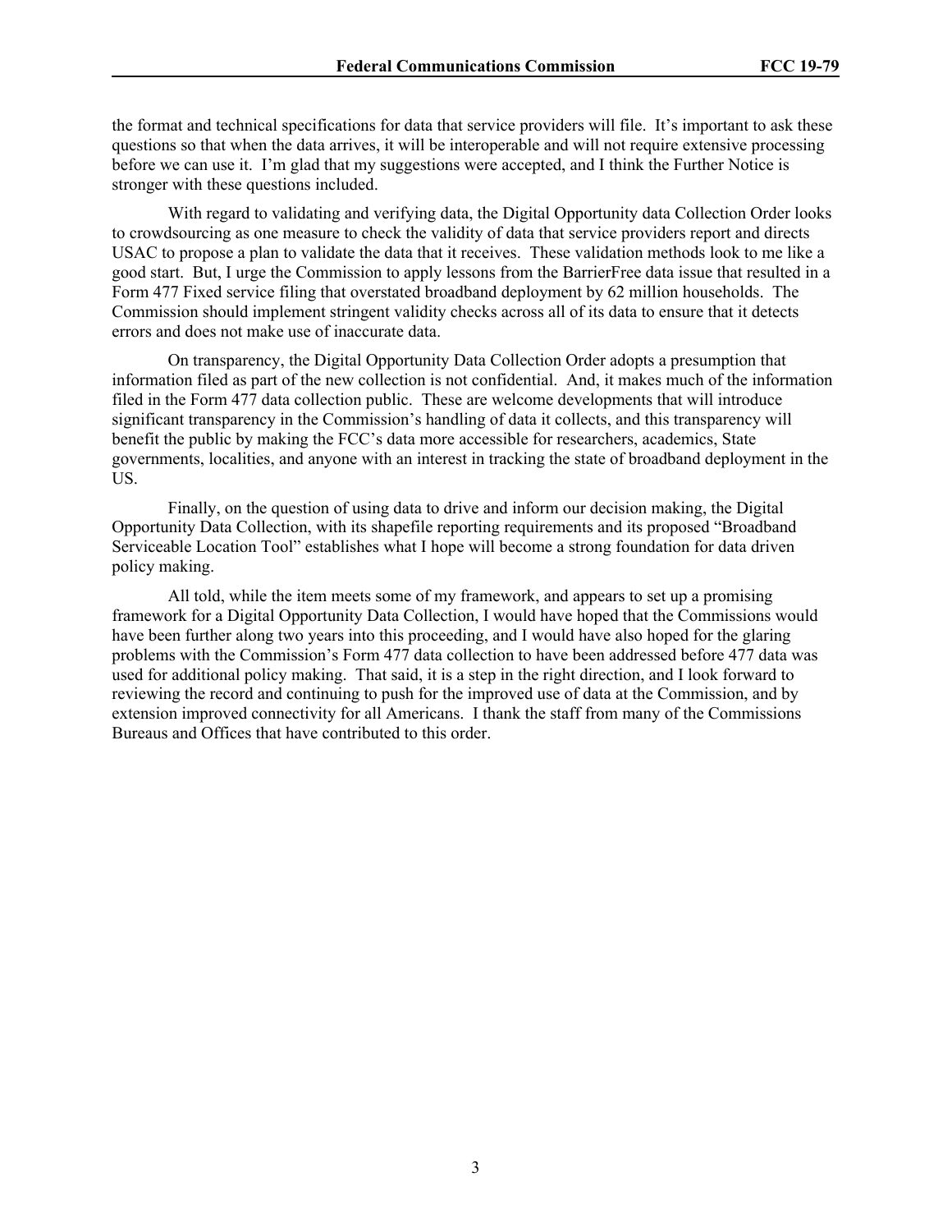the format and technical specifications for data that service providers will file. It's important to ask these questions so that when the data arrives, it will be interoperable and will not require extensive processing before we can use it. I'm glad that my suggestions were accepted, and I think the Further Notice is stronger with these questions included.

With regard to validating and verifying data, the Digital Opportunity data Collection Order looks to crowdsourcing as one measure to check the validity of data that service providers report and directs USAC to propose a plan to validate the data that it receives. These validation methods look to me like a good start. But, I urge the Commission to apply lessons from the BarrierFree data issue that resulted in a Form 477 Fixed service filing that overstated broadband deployment by 62 million households. The Commission should implement stringent validity checks across all of its data to ensure that it detects errors and does not make use of inaccurate data.

On transparency, the Digital Opportunity Data Collection Order adopts a presumption that information filed as part of the new collection is not confidential. And, it makes much of the information filed in the Form 477 data collection public. These are welcome developments that will introduce significant transparency in the Commission's handling of data it collects, and this transparency will benefit the public by making the FCC's data more accessible for researchers, academics, State governments, localities, and anyone with an interest in tracking the state of broadband deployment in the US.

Finally, on the question of using data to drive and inform our decision making, the Digital Opportunity Data Collection, with its shapefile reporting requirements and its proposed "Broadband Serviceable Location Tool" establishes what I hope will become a strong foundation for data driven policy making.

All told, while the item meets some of my framework, and appears to set up a promising framework for a Digital Opportunity Data Collection, I would have hoped that the Commissions would have been further along two years into this proceeding, and I would have also hoped for the glaring problems with the Commission's Form 477 data collection to have been addressed before 477 data was used for additional policy making. That said, it is a step in the right direction, and I look forward to reviewing the record and continuing to push for the improved use of data at the Commission, and by extension improved connectivity for all Americans. I thank the staff from many of the Commissions Bureaus and Offices that have contributed to this order.